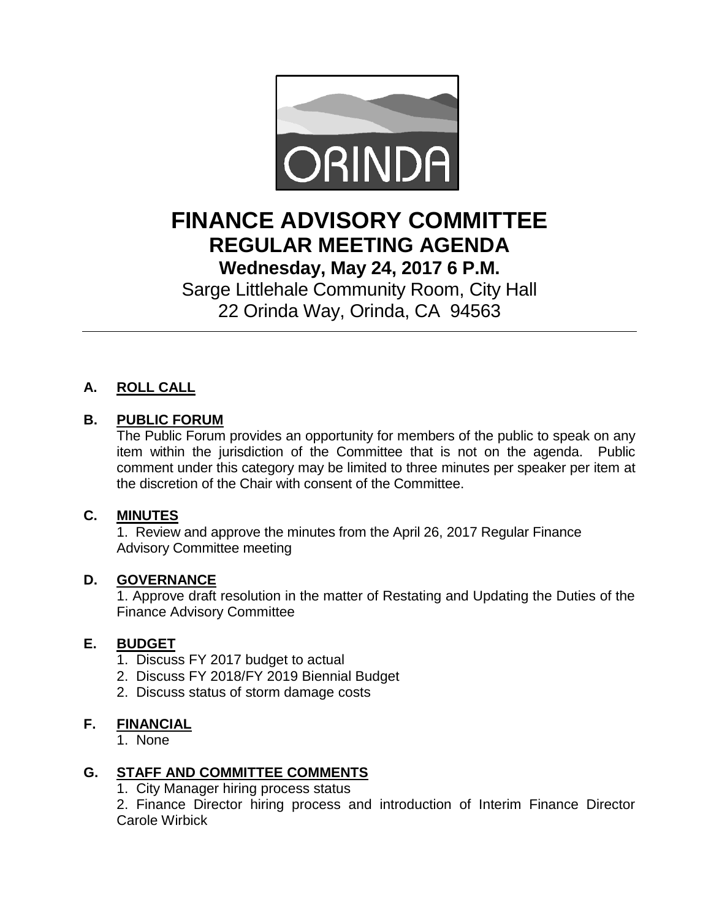ORINDA

# FINANCE ADVISORY COMMITTEE

## REGULAR MEETING AGENDA

### Wednesday, May 24, 2017 6 P.M.

Sarge Littlehale Community Room, City Hall
22 Orinda Way, Orinda, CA 94563

---

**A. ROLL CALL**

**B. PUBLIC FORUM**

The Public Forum provides an opportunity for members of the public to speak on any item within the jurisdiction of the Committee that is not on the agenda. Public comment under this category may be limited to three minutes per speaker per item at the discretion of the Chair with consent of the Committee.

**C. MINUTES**

1. Review and approve the minutes from the April 26, 2017 Regular Finance Advisory Committee meeting

**D. GOVERNANCE**

1. Approve draft resolution in the matter of Restating and Updating the Duties of the Finance Advisory Committee

**E. BUDGET**

1. Discuss FY 2017 budget to actual
2. Discuss FY 2018/FY 2019 Biennial Budget
2. Discuss status of storm damage costs

**F. FINANCIAL**

1. None

**G. STAFF AND COMMITTEE COMMENTS**

1. City Manager hiring process status
2. Finance Director hiring process and introduction of Interim Finance Director Carole Wirbick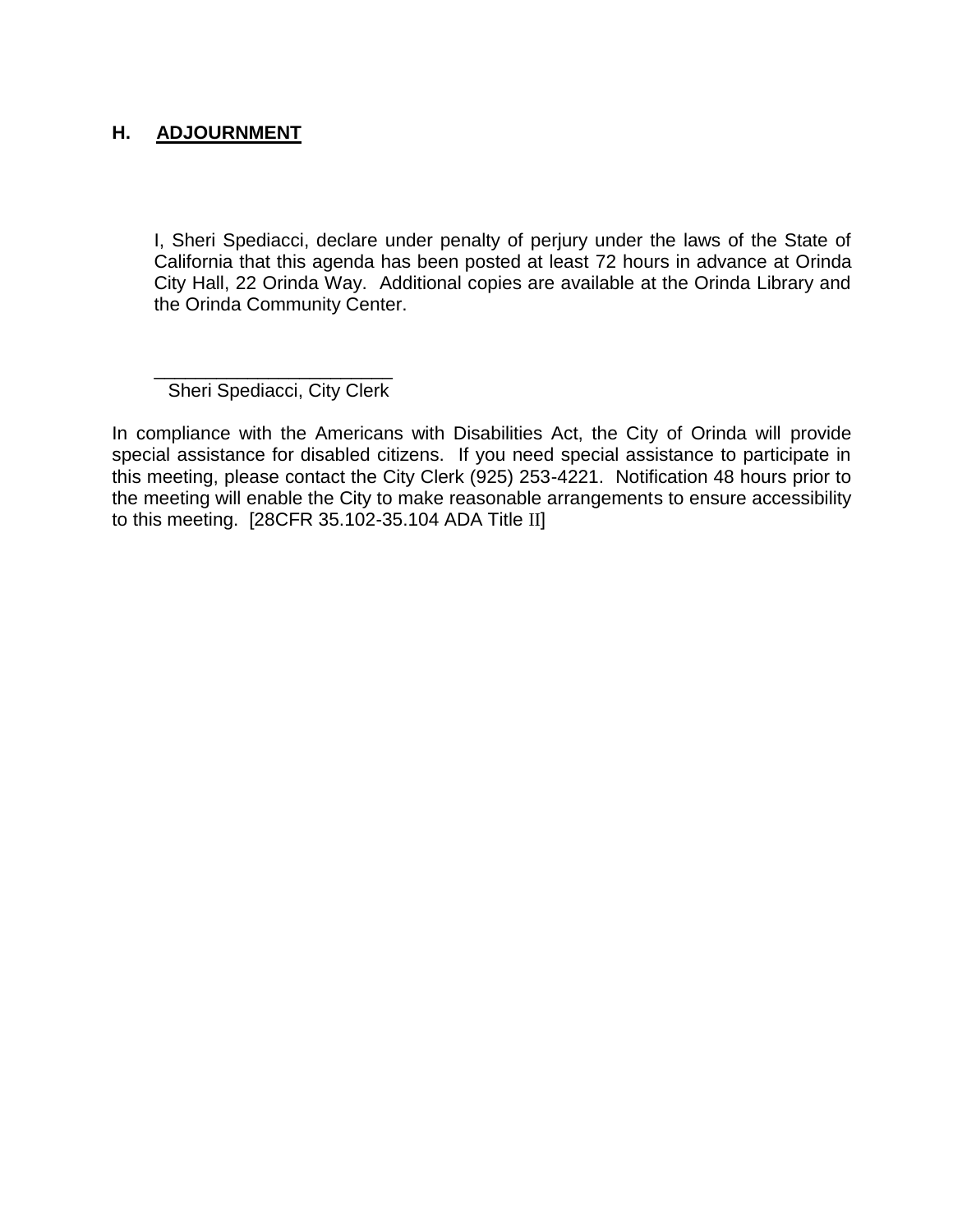## H. ADJOURNMENT

I, Sheri Spediacci, declare under penalty of perjury under the laws of the State of California that this agenda has been posted at least 72 hours in advance at Orinda City Hall, 22 Orinda Way. Additional copies are available at the Orinda Library and the Orinda Community Center.

_______________________
Sheri Spediacci, City Clerk

In compliance with the Americans with Disabilities Act, the City of Orinda will provide special assistance for disabled citizens. If you need special assistance to participate in this meeting, please contact the City Clerk (925) 253-4221. Notification 48 hours prior to the meeting will enable the City to make reasonable arrangements to ensure accessibility to this meeting. [28CFR 35.102-35.104 ADA Title II]